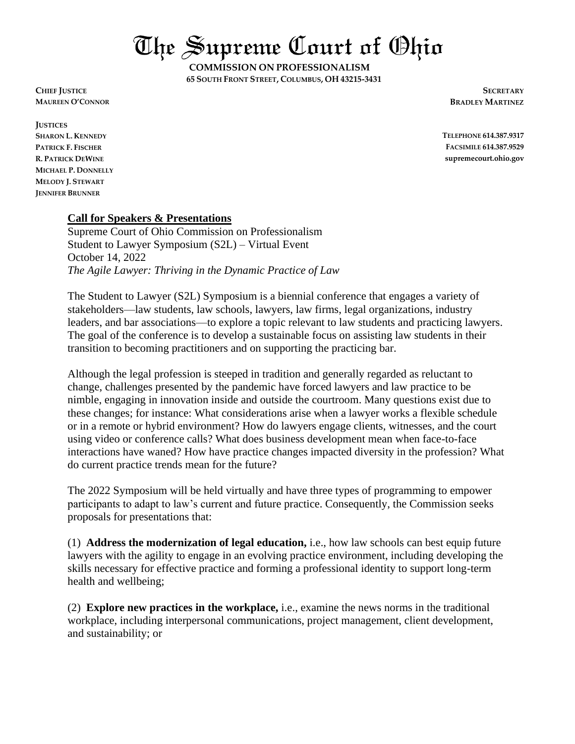# The Supreme Court of Ohio

**COMMISSION ON PROFESSIONALISM**
**65 SOUTH FRONT STREET, COLUMBUS, OH 43215-3431**

**CHIEF JUSTICE**
**MAUREEN O'CONNOR**

**JUSTICES**
**SHARON L. KENNEDY**
**PATRICK F. FISCHER**
**R. PATRICK DEWINE**
**MICHAEL P. DONNELLY**
**MELODY J. STEWART**
**JENNIFER BRUNNER**

**SECRETARY**
**BRADLEY MARTINEZ**

**TELEPHONE 614.387.9317**
**FACSIMILE 614.387.9529**
**supremecourt.ohio.gov**

**Call for Speakers & Presentations**
Supreme Court of Ohio Commission on Professionalism
Student to Lawyer Symposium (S2L) – Virtual Event
October 14, 2022
*The Agile Lawyer: Thriving in the Dynamic Practice of Law*

The Student to Lawyer (S2L) Symposium is a biennial conference that engages a variety of stakeholders—law students, law schools, lawyers, law firms, legal organizations, industry leaders, and bar associations—to explore a topic relevant to law students and practicing lawyers. The goal of the conference is to develop a sustainable focus on assisting law students in their transition to becoming practitioners and on supporting the practicing bar.

Although the legal profession is steeped in tradition and generally regarded as reluctant to change, challenges presented by the pandemic have forced lawyers and law practice to be nimble, engaging in innovation inside and outside the courtroom. Many questions exist due to these changes; for instance: What considerations arise when a lawyer works a flexible schedule or in a remote or hybrid environment? How do lawyers engage clients, witnesses, and the court using video or conference calls? What does business development mean when face-to-face interactions have waned? How have practice changes impacted diversity in the profession? What do current practice trends mean for the future?

The 2022 Symposium will be held virtually and have three types of programming to empower participants to adapt to law's current and future practice. Consequently, the Commission seeks proposals for presentations that:

(1) **Address the modernization of legal education,** i.e., how law schools can best equip future lawyers with the agility to engage in an evolving practice environment, including developing the skills necessary for effective practice and forming a professional identity to support long-term health and wellbeing;

(2) **Explore new practices in the workplace,** i.e., examine the news norms in the traditional workplace, including interpersonal communications, project management, client development, and sustainability; or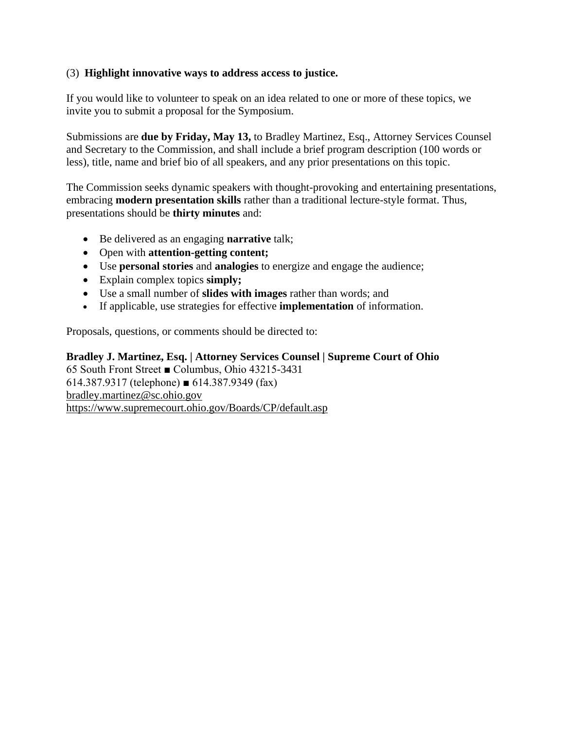(3) **Highlight innovative ways to address access to justice.**

If you would like to volunteer to speak on an idea related to one or more of these topics, we invite you to submit a proposal for the Symposium.

Submissions are **due by Friday, May 13,** to Bradley Martinez, Esq., Attorney Services Counsel and Secretary to the Commission, and shall include a brief program description (100 words or less), title, name and brief bio of all speakers, and any prior presentations on this topic.

The Commission seeks dynamic speakers with thought-provoking and entertaining presentations, embracing **modern presentation skills** rather than a traditional lecture-style format. Thus, presentations should be **thirty minutes** and:

- Be delivered as an engaging **narrative** talk;
- Open with **attention-getting content;**
- Use **personal stories** and **analogies** to energize and engage the audience;
- Explain complex topics **simply;**
- Use a small number of **slides with images** rather than words; and
- If applicable, use strategies for effective **implementation** of information.

Proposals, questions, or comments should be directed to:

**Bradley J. Martinez, Esq. | Attorney Services Counsel | Supreme Court of Ohio**
65 South Front Street ■ Columbus, Ohio 43215-3431
614.387.9317 (telephone) ■ 614.387.9349 (fax)
bradley.martinez@sc.ohio.gov
https://www.supremecourt.ohio.gov/Boards/CP/default.asp